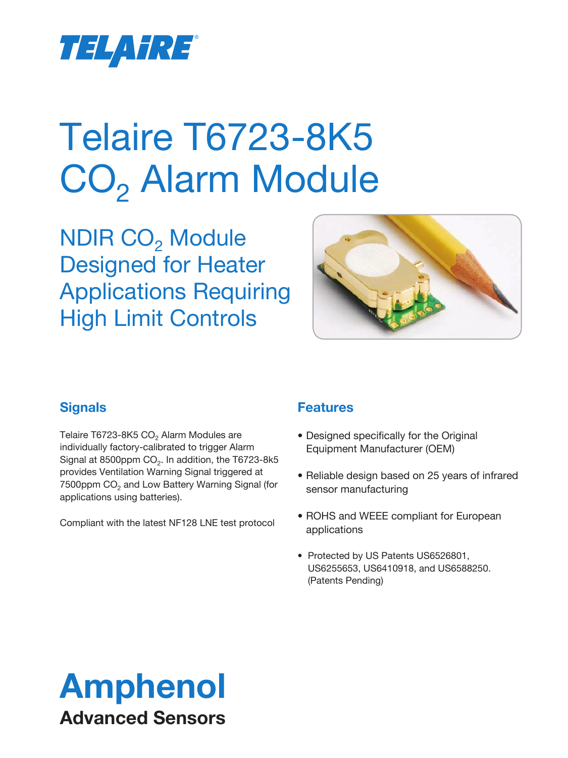TELAIRE®

# Telaire T6723-8K5 $CO_2$ Alarm Module

## NDIR $CO_2$ Module Designed for Heater Applications Requiring High Limit Controls

### Signals

Telaire T6723-8K5 $CO_2$ Alarm Modules are individually factory-calibrated to trigger Alarm Signal at 8500ppm $CO_2$. In addition, the T6723-8k5 provides Ventilation Warning Signal triggered at 7500ppm $CO_2$ and Low Battery Warning Signal (for applications using batteries).

Compliant with the latest NF128 LNE test protocol

### Features

- Designed specifically for the Original Equipment Manufacturer (OEM)
- Reliable design based on 25 years of infrared sensor manufacturing
- ROHS and WEEE compliant for European applications
- Protected by US Patents US6526801, US6255653, US6410918, and US6588250. (Patents Pending)

**Amphenol**
**Advanced Sensors**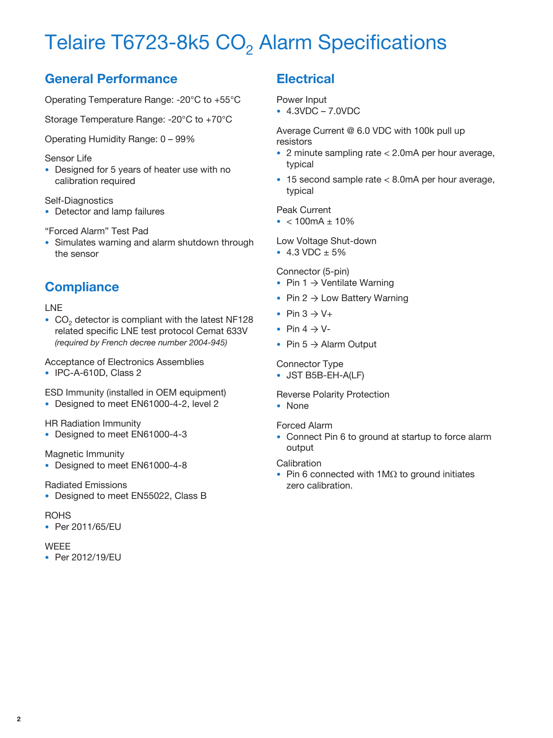# Telaire T6723-8k5 $CO_2$ Alarm Specifications

## General Performance

Operating Temperature Range: -20°C to +55°C

Storage Temperature Range: -20°C to +70°C

Operating Humidity Range: 0 – 99%

Sensor Life

- Designed for 5 years of heater use with no calibration required

Self-Diagnostics

- Detector and lamp failures

“Forced Alarm” Test Pad

- Simulates warning and alarm shutdown through the sensor

## Compliance

LNE

- $CO_2$ detector is compliant with the latest NF128 related specific LNE test protocol Cemat 633V *(required by French decree number 2004-945)*

Acceptance of Electronics Assemblies

- IPC-A-610D, Class 2

ESD Immunity (installed in OEM equipment)

- Designed to meet EN61000-4-2, level 2

HR Radiation Immunity

- Designed to meet EN61000-4-3

Magnetic Immunity

- Designed to meet EN61000-4-8

Radiated Emissions

- Designed to meet EN55022, Class B

ROHS

- Per 2011/65/EU

WEEE

- Per 2012/19/EU

## Electrical

Power Input

- 4.3VDC – 7.0VDC

Average Current @ 6.0 VDC with 100k pull up resistors

- 2 minute sampling rate < 2.0mA per hour average, typical
- 15 second sample rate < 8.0mA per hour average, typical

Peak Current

- < 100mA ± 10%

Low Voltage Shut-down

- 4.3 VDC ± 5%

Connector (5-pin)

- Pin 1 → Ventilate Warning
- Pin 2 → Low Battery Warning
- Pin 3 → V+
- Pin 4 → V-
- Pin 5 → Alarm Output

Connector Type

- JST B5B-EH-A(LF)

Reverse Polarity Protection

- None

Forced Alarm

- Connect Pin 6 to ground at startup to force alarm output

Calibration

- Pin 6 connected with 1MΩ to ground initiates zero calibration.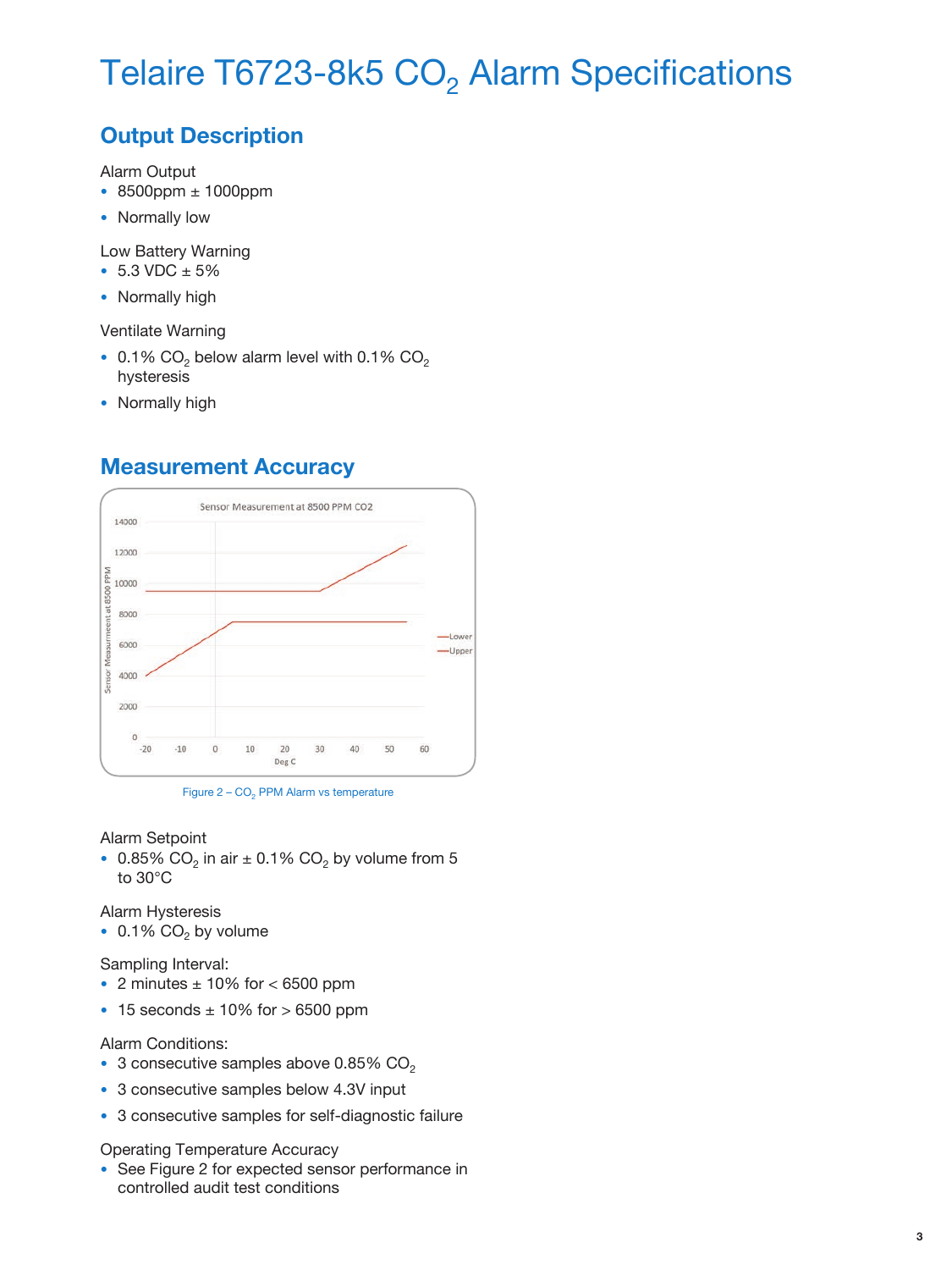# Telaire T6723-8k5 $CO_2$ Alarm Specifications

## Output Description

Alarm Output

- 8500ppm ± 1000ppm
- Normally low

Low Battery Warning

- 5.3 VDC ± 5%
- Normally high

Ventilate Warning

- 0.1% $CO_2$ below alarm level with 0.1% $CO_2$ hysteresis
- Normally high

## Measurement Accuracy

Figure 2 – $CO_2$ PPM Alarm vs temperature

Alarm Setpoint

- 0.85% $CO_2$ in air ± 0.1% $CO_2$ by volume from 5 to 30°C

Alarm Hysteresis

- 0.1% $CO_2$ by volume

Sampling Interval:

- 2 minutes ± 10% for < 6500 ppm
- 15 seconds ± 10% for > 6500 ppm

Alarm Conditions:

- 3 consecutive samples above 0.85% $CO_2$
- 3 consecutive samples below 4.3V input
- 3 consecutive samples for self-diagnostic failure

Operating Temperature Accuracy

- See Figure 2 for expected sensor performance in controlled audit test conditions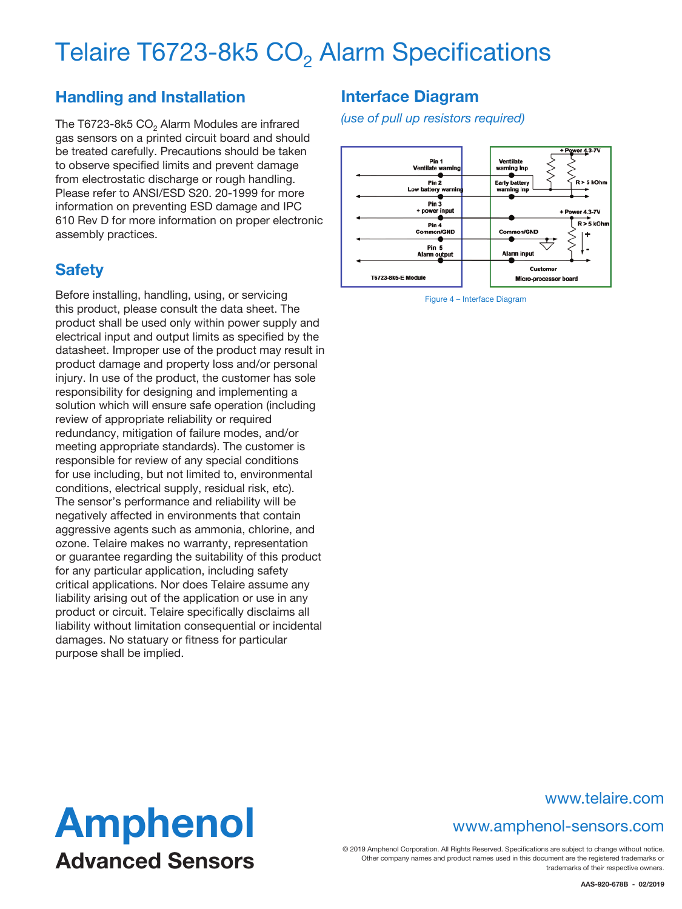# Telaire T6723-8k5 $CO_2$ Alarm Specifications

## Handling and Installation

The T6723-8k5 $CO_2$ Alarm Modules are infrared gas sensors on a printed circuit board and should be treated carefully. Precautions should be taken to observe specified limits and prevent damage from electrostatic discharge or rough handling. Please refer to ANSI/ESD S20. 20-1999 for more information on preventing ESD damage and IPC 610 Rev D for more information on proper electronic assembly practices.

## Safety

Before installing, handling, using, or servicing this product, please consult the data sheet. The product shall be used only within power supply and electrical input and output limits as specified by the datasheet. Improper use of the product may result in product damage and property loss and/or personal injury. In use of the product, the customer has sole responsibility for designing and implementing a solution which will ensure safe operation (including review of appropriate reliability or required redundancy, mitigation of failure modes, and/or meeting appropriate standards). The customer is responsible for review of any special conditions for use including, but not limited to, environmental conditions, electrical supply, residual risk, etc). The sensor's performance and reliability will be negatively affected in environments that contain aggressive agents such as ammonia, chlorine, and ozone. Telaire makes no warranty, representation or guarantee regarding the suitability of this product for any particular application, including safety critical applications. Nor does Telaire assume any liability arising out of the application or use in any product or circuit. Telaire specifically disclaims all liability without limitation consequential or incidental damages. No statuary or fitness for particular purpose shall be implied.

## Interface Diagram

*(use of pull up resistors required)*

Pin 1
Ventilate warning
Pin 2
Low battery warning
Pin 3
+ power input
Pin 4
Common/GND
Pin 5
Alarm output
T6723-8k5-E Module

+ Power 4.3-7V
Ventilate
warning Inp
Early battery
warning Inp
R > 5 kOhm
+ Power 4.3-7V
R > 5 kOhm
Common/GND
+
-
Alarm input
Customer
Micro-processor board

Figure 4 – Interface Diagram

www.telaire.com

www.amphenol-sensors.com

Amphenol
Advanced Sensors

© 2019 Amphenol Corporation. All Rights Reserved. Specifications are subject to change without notice. Other company names and product names used in this document are the registered trademarks or trademarks of their respective owners.

AAS-920-678B - 02/2019